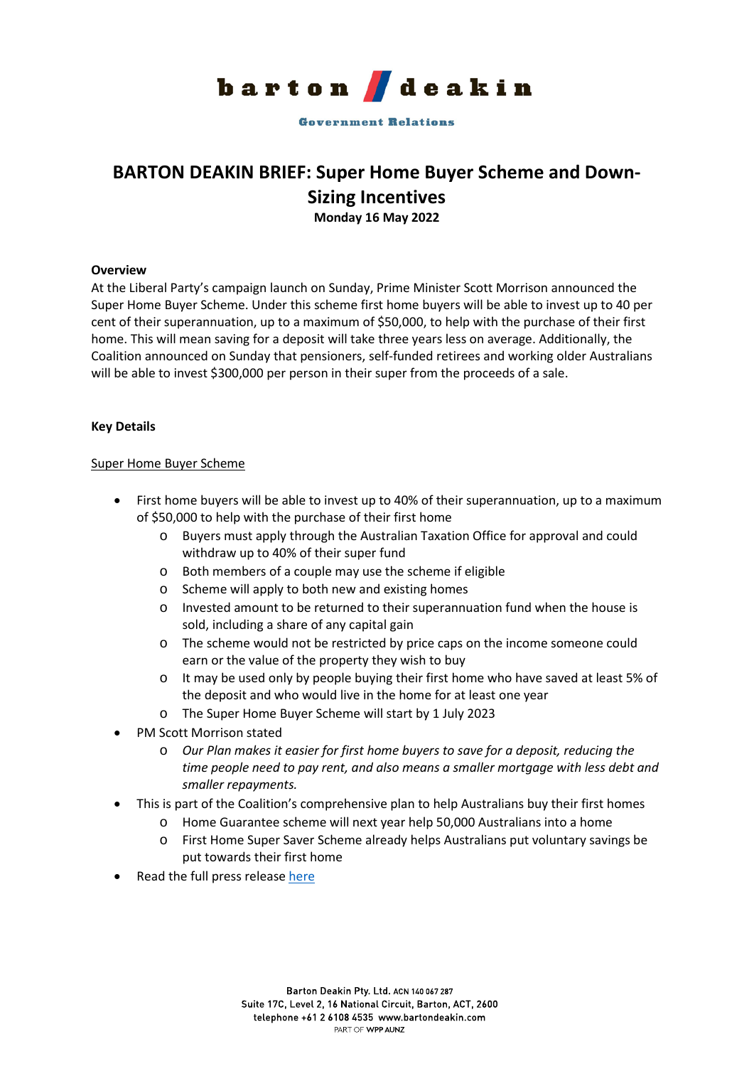barton deakin

Government Relations

# BARTON DEAKIN BRIEF: Super Home Buyer Scheme and Down-Sizing Incentives

**Monday 16 May 2022**

**Overview**

At the Liberal Party's campaign launch on Sunday, Prime Minister Scott Morrison announced the Super Home Buyer Scheme. Under this scheme first home buyers will be able to invest up to 40 per cent of their superannuation, up to a maximum of $50,000, to help with the purchase of their first home. This will mean saving for a deposit will take three years less on average. Additionally, the Coalition announced on Sunday that pensioners, self-funded retirees and working older Australians will be able to invest $300,000 per person in their super from the proceeds of a sale.

**Key Details**

<u>Super Home Buyer Scheme</u>

- First home buyers will be able to invest up to 40% of their superannuation, up to a maximum of $50,000 to help with the purchase of their first home
  - Buyers must apply through the Australian Taxation Office for approval and could withdraw up to 40% of their super fund
  - Both members of a couple may use the scheme if eligible
  - Scheme will apply to both new and existing homes
  - Invested amount to be returned to their superannuation fund when the house is sold, including a share of any capital gain
  - The scheme would not be restricted by price caps on the income someone could earn or the value of the property they wish to buy
  - It may be used only by people buying their first home who have saved at least 5% of the deposit and who would live in the home for at least one year
  - The Super Home Buyer Scheme will start by 1 July 2023
- PM Scott Morrison stated
  - *Our Plan makes it easier for first home buyers to save for a deposit, reducing the time people need to pay rent, and also means a smaller mortgage with less debt and smaller repayments.*
- This is part of the Coalition's comprehensive plan to help Australians buy their first homes
  - Home Guarantee scheme will next year help 50,000 Australians into a home
  - First Home Super Saver Scheme already helps Australians put voluntary savings be put towards their first home
- Read the full press release here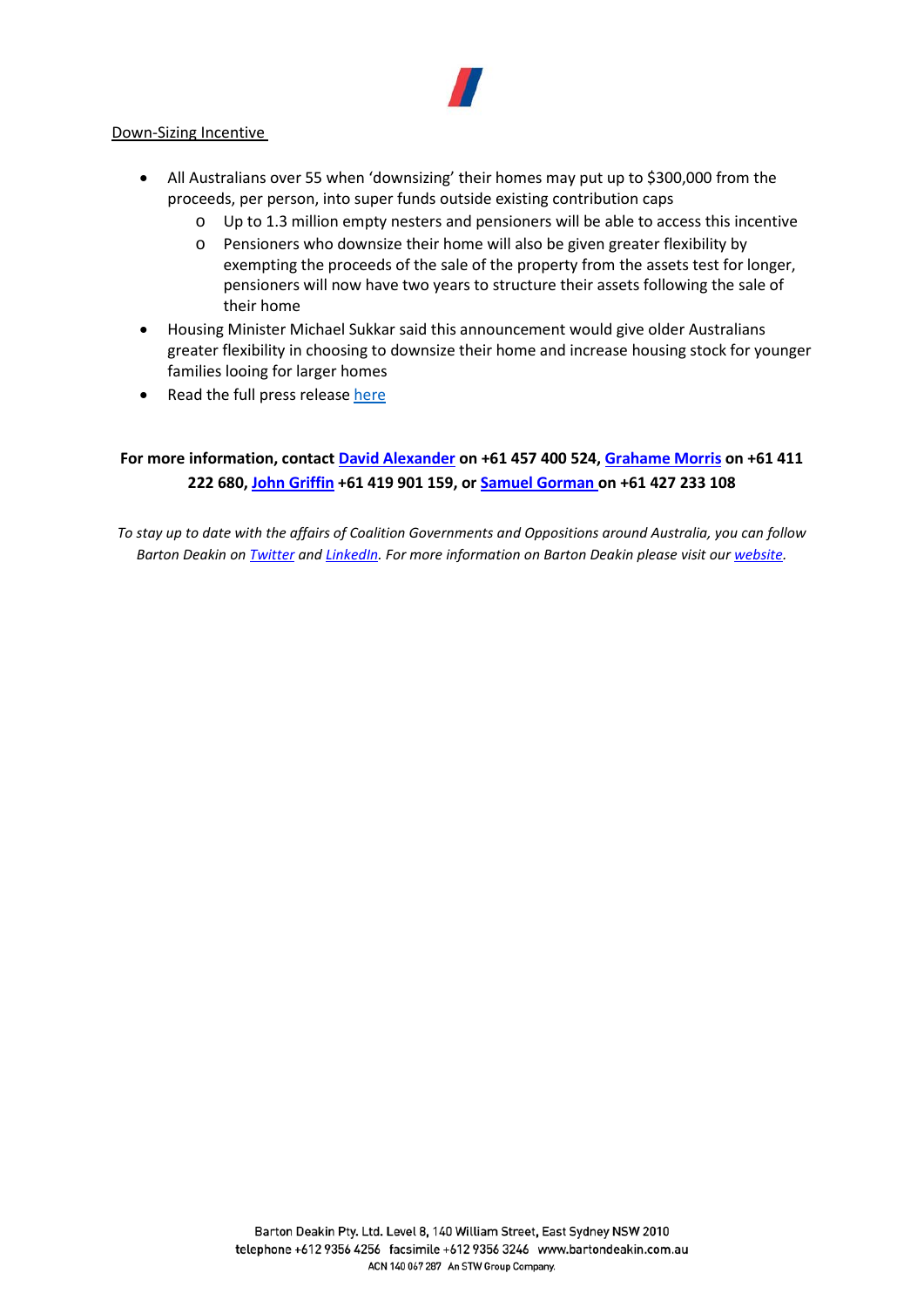Down-Sizing Incentive

- All Australians over 55 when 'downsizing' their homes may put up to $300,000 from the proceeds, per person, into super funds outside existing contribution caps
  - Up to 1.3 million empty nesters and pensioners will be able to access this incentive
  - Pensioners who downsize their home will also be given greater flexibility by exempting the proceeds of the sale of the property from the assets test for longer, pensioners will now have two years to structure their assets following the sale of their home
- Housing Minister Michael Sukkar said this announcement would give older Australians greater flexibility in choosing to downsize their home and increase housing stock for younger families looing for larger homes
- Read the full press release here

**For more information, contact David Alexander on +61 457 400 524, Grahame Morris on +61 411 222 680, John Griffin +61 419 901 159, or Samuel Gorman on +61 427 233 108**

*To stay up to date with the affairs of Coalition Governments and Oppositions around Australia, you can follow Barton Deakin on Twitter and LinkedIn. For more information on Barton Deakin please visit our website.*

Barton Deakin Pty. Ltd. Level 8, 140 William Street, East Sydney NSW 2010
telephone +612 9356 4256 facsimile +612 9356 3246 www.bartondeakin.com.au
ACN 140 067 287 An STW Group Company.